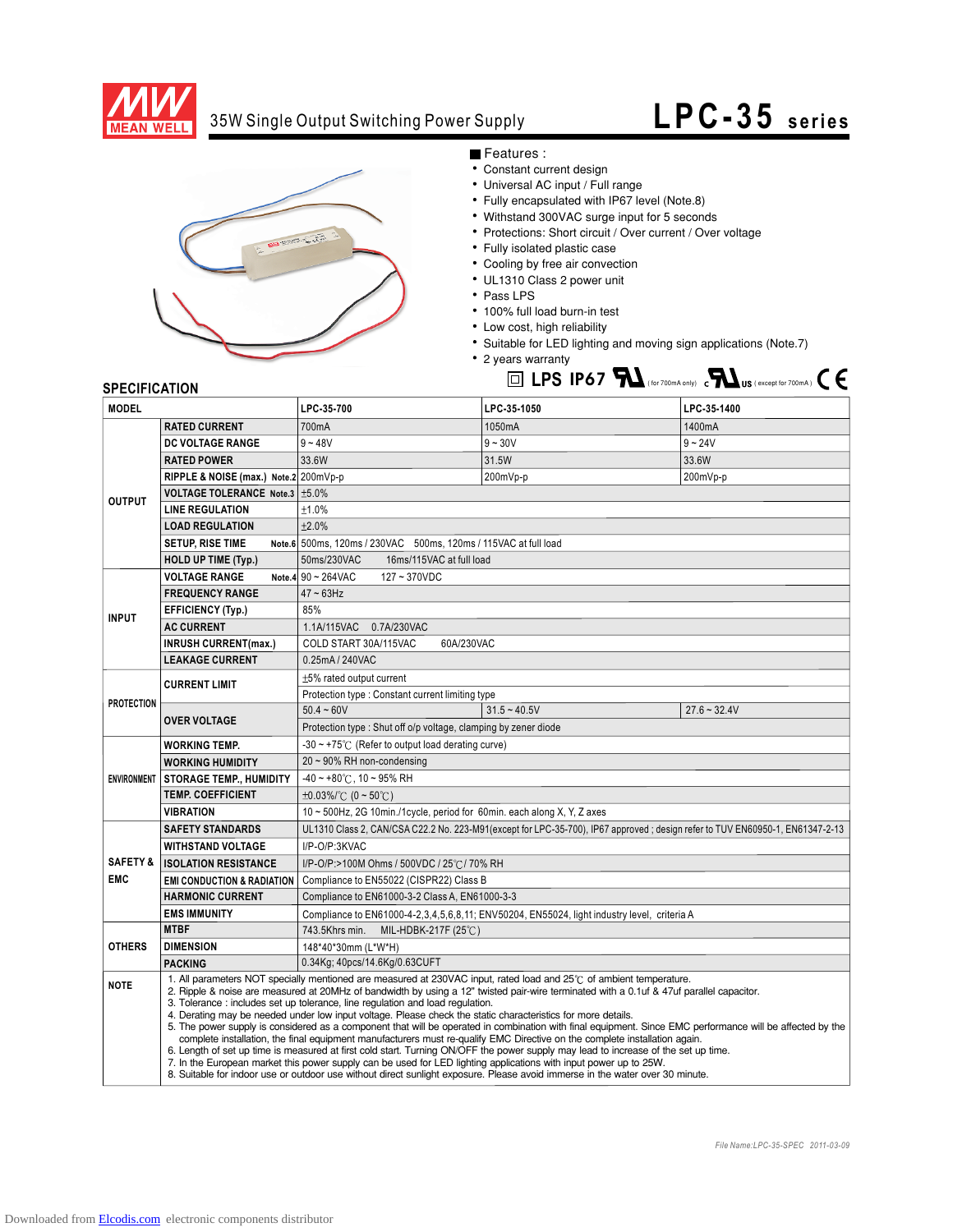# 35W Single Output Switching Power Supply

# LPC-35 series

## Features :

- Constant current design
- Universal AC input / Full range
- Fully encapsulated with IP67 level (Note.8)
- Withstand 300VAC surge input for 5 seconds
- Protections: Short circuit / Over current / Over voltage
- Fully isolated plastic case
- Cooling by free air convection
- UL1310 Class 2 power unit
- Pass LPS
- 100% full load burn-in test
- Low cost, high reliability
- Suitable for LED lighting and moving sign applications (Note.7)
- 2 years warranty

LPS IP67 (for 700mA only) (except for 700mA) CE

## SPECIFICATION

| MODEL | | LPC-35-700 | LPC-35-1050 | LPC-35-1400 |
|---|---|---|---|---|
| OUTPUT | RATED CURRENT | 700mA | 1050mA | 1400mA |
| | DC VOLTAGE RANGE | 9 ~ 48V | 9 ~ 30V | 9 ~ 24V |
| | RATED POWER | 33.6W | 31.5W | 33.6W |
| | RIPPLE & NOISE (max.) Note.2 | 200mVp-p | 200mVp-p | 200mVp-p |
| | VOLTAGE TOLERANCE Note.3 | ±5.0% | | |
| | LINE REGULATION | ±1.0% | | |
| | LOAD REGULATION | ±2.0% | | |
| | SETUP, RISE TIME Note.6 | 500ms, 120ms / 230VAC 500ms, 120ms / 115VAC at full load | | |
| | HOLD UP TIME (Typ.) | 50ms/230VAC 16ms/115VAC at full load | | |
| INPUT | VOLTAGE RANGE Note.4 | 90 ~ 264VAC 127 ~ 370VDC | | |
| | FREQUENCY RANGE | 47 ~ 63Hz | | |
| | EFFICIENCY (Typ.) | 85% | | |
| | AC CURRENT | 1.1A/115VAC 0.7A/230VAC | | |
| | INRUSH CURRENT(max.) | COLD START 30A/115VAC 60A/230VAC | | |
| | LEAKAGE CURRENT | 0.25mA / 240VAC | | |
| PROTECTION | CURRENT LIMIT | ±5% rated output current | | |
| | | Protection type : Constant current limiting type | | |
| | OVER VOLTAGE | 50.4 ~ 60V | 31.5 ~ 40.5V | 27.6 ~ 32.4V |
| | | Protection type : Shut off o/p voltage, clamping by zener diode | | |
| ENVIRONMENT | WORKING TEMP. | -30 ~ +75℃ (Refer to output load derating curve) | | |
| | WORKING HUMIDITY | 20 ~ 90% RH non-condensing | | |
| | STORAGE TEMP., HUMIDITY | -40 ~ +80℃, 10 ~ 95% RH | | |
| | TEMP. COEFFICIENT | ±0.03%/℃ (0 ~ 50℃) | | |
| | VIBRATION | 10 ~ 500Hz, 2G 10min./1cycle, period for 60min. each along X, Y, Z axes | | |
| SAFETY & EMC | SAFETY STANDARDS | UL1310 Class 2, CAN/CSA C22.2 No. 223-M91(except for LPC-35-700), IP67 approved ; design refer to TUV EN60950-1, EN61347-2-13 | | |
| | WITHSTAND VOLTAGE | I/P-O/P:3KVAC | | |
| | ISOLATION RESISTANCE | I/P-O/P:>100M Ohms / 500VDC / 25℃/ 70% RH | | |
| | EMI CONDUCTION & RADIATION | Compliance to EN55022 (CISPR22) Class B | | |
| | HARMONIC CURRENT | Compliance to EN61000-3-2 Class A, EN61000-3-3 | | |
| | EMS IMMUNITY | Compliance to EN61000-4-2,3,4,5,6,8,11; ENV50204, EN55024, light industry level, criteria A | | |
| OTHERS | MTBF | 743.5Khrs min. MIL-HDBK-217F (25℃) | | |
| | DIMENSION | 148*40*30mm (L*W*H) | | |
| | PACKING | 0.34Kg; 40pcs/14.6Kg/0.63CUFT | | |

**NOTE**

1. All parameters NOT specially mentioned are measured at 230VAC input, rated load and 25℃ of ambient temperature.
2. Ripple & noise are measured at 20MHz of bandwidth by using a 12" twisted pair-wire terminated with a 0.1uf & 47uf parallel capacitor.
3. Tolerance : includes set up tolerance, line regulation and load regulation.
4. Derating may be needed under low input voltage. Please check the static characteristics for more details.
5. The power supply is considered as a component that will be operated in combination with final equipment. Since EMC performance will be affected by the complete installation, the final equipment manufacturers must re-qualify EMC Directive on the complete installation again.
6. Length of set up time is measured at first cold start. Turning ON/OFF the power supply may lead to increase of the set up time.
7. In the European market this power supply can be used for LED lighting applications with input power up to 25W.
8. Suitable for indoor use or outdoor use without direct sunlight exposure. Please avoid immerse in the water over 30 minute.

File Name:LPC-35-SPEC 2011-03-09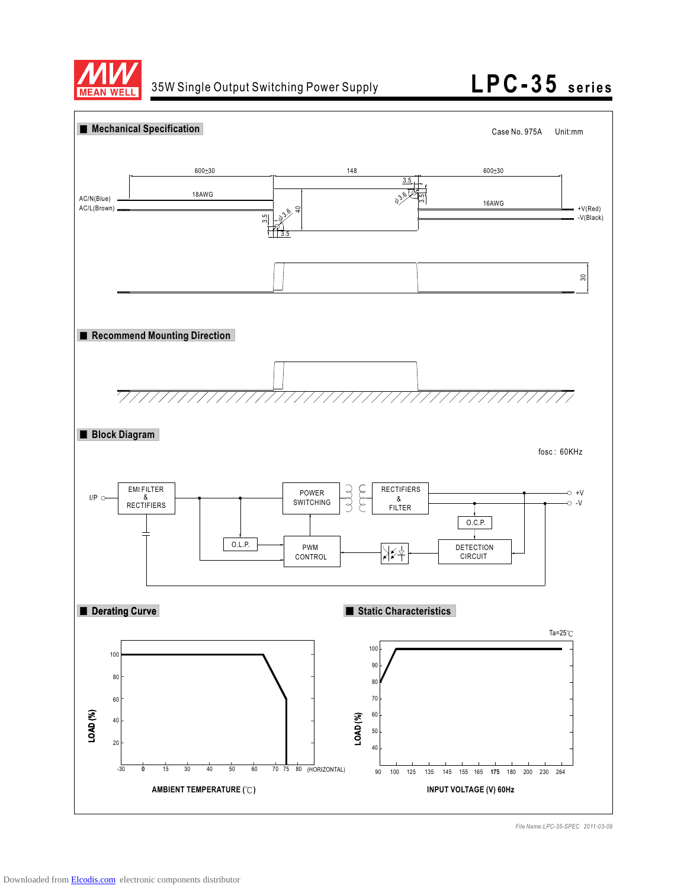## Mechanical Specification

Case No. 975A Unit:mm

600±30

148

600±30

3.5

AC/N(Blue)

AC/L(Brown)

18AWG

φ3.6

3.5

40

16AWG

+V(Red)

-V(Black)

3.5

φ3.6

3.5

30

## Recommend Mounting Direction

## Block Diagram

fosc : 60KHz

I/P

EMI FILTER & RECTIFIERS

POWER SWITCHING

RECTIFIERS & FILTER

+V

-V

O.C.P.

O.L.P.

PWM CONTROL

DETECTION CIRCUIT

## Derating Curve

LOAD (%)

100

80

60

40

20

-30 0 15 30 40 50 60 70 75 80 (HORIZONTAL)

AMBIENT TEMPERATURE (℃)

## Static Characteristics

Ta=25℃

LOAD (%)

100

90

80

70

60

50

40

90 100 125 135 145 155 165 175 180 200 230 264

INPUT VOLTAGE (V) 60Hz

*File Name:LPC-35-SPEC 2011-03-09*